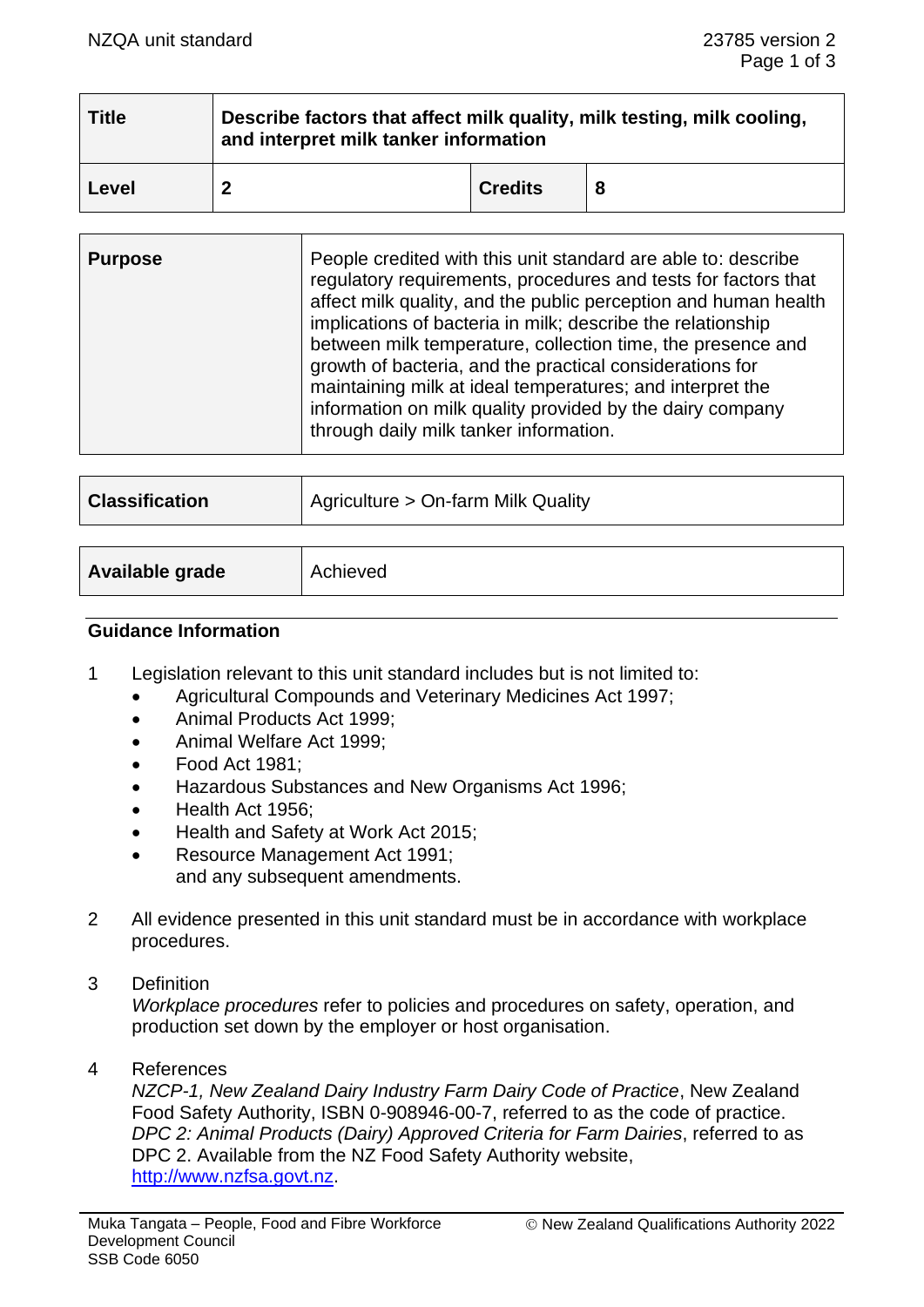| Title | Describe factors that affect milk quality, milk testing, milk cooling, and interpret milk tanker information | | |
|---|---|---|---|
| Level | 2 | Credits | 8 |

| Purpose | People credited with this unit standard are able to: describe regulatory requirements, procedures and tests for factors that affect milk quality, and the public perception and human health implications of bacteria in milk; describe the relationship between milk temperature, collection time, the presence and growth of bacteria, and the practical considerations for maintaining milk at ideal temperatures; and interpret the information on milk quality provided by the dairy company through daily milk tanker information. |
|---|---|

| Classification | Agriculture > On-farm Milk Quality |
|---|---|

| Available grade | Achieved |
|---|---|

## Guidance Information

1 Legislation relevant to this unit standard includes but is not limited to:
- Agricultural Compounds and Veterinary Medicines Act 1997;
- Animal Products Act 1999;
- Animal Welfare Act 1999;
- Food Act 1981;
- Hazardous Substances and New Organisms Act 1996;
- Health Act 1956;
- Health and Safety at Work Act 2015;
- Resource Management Act 1991;

  and any subsequent amendments.

2 All evidence presented in this unit standard must be in accordance with workplace procedures.

3 Definition

*Workplace procedures* refer to policies and procedures on safety, operation, and production set down by the employer or host organisation.

4 References

*NZCP-1, New Zealand Dairy Industry Farm Dairy Code of Practice*, New Zealand Food Safety Authority, ISBN 0-908946-00-7, referred to as the code of practice.
*DPC 2: Animal Products (Dairy) Approved Criteria for Farm Dairies*, referred to as DPC 2. Available from the NZ Food Safety Authority website, http://www.nzfsa.govt.nz.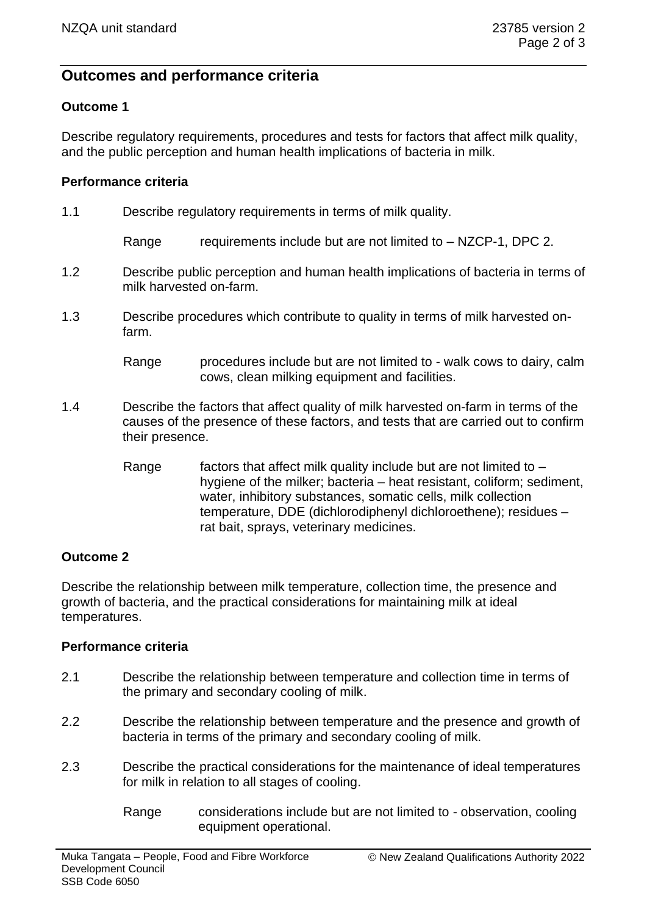## Outcomes and performance criteria

### Outcome 1

Describe regulatory requirements, procedures and tests for factors that affect milk quality, and the public perception and human health implications of bacteria in milk.

#### Performance criteria

1.1 Describe regulatory requirements in terms of milk quality.

Range requirements include but are not limited to – NZCP-1, DPC 2.

1.2 Describe public perception and human health implications of bacteria in terms of milk harvested on-farm.

1.3 Describe procedures which contribute to quality in terms of milk harvested on-farm.

Range procedures include but are not limited to - walk cows to dairy, calm cows, clean milking equipment and facilities.

1.4 Describe the factors that affect quality of milk harvested on-farm in terms of the causes of the presence of these factors, and tests that are carried out to confirm their presence.

Range factors that affect milk quality include but are not limited to – hygiene of the milker; bacteria – heat resistant, coliform; sediment, water, inhibitory substances, somatic cells, milk collection temperature, DDE (dichlorodiphenyl dichloroethene); residues – rat bait, sprays, veterinary medicines.

### Outcome 2

Describe the relationship between milk temperature, collection time, the presence and growth of bacteria, and the practical considerations for maintaining milk at ideal temperatures.

#### Performance criteria

2.1 Describe the relationship between temperature and collection time in terms of the primary and secondary cooling of milk.

2.2 Describe the relationship between temperature and the presence and growth of bacteria in terms of the primary and secondary cooling of milk.

2.3 Describe the practical considerations for the maintenance of ideal temperatures for milk in relation to all stages of cooling.

Range considerations include but are not limited to - observation, cooling equipment operational.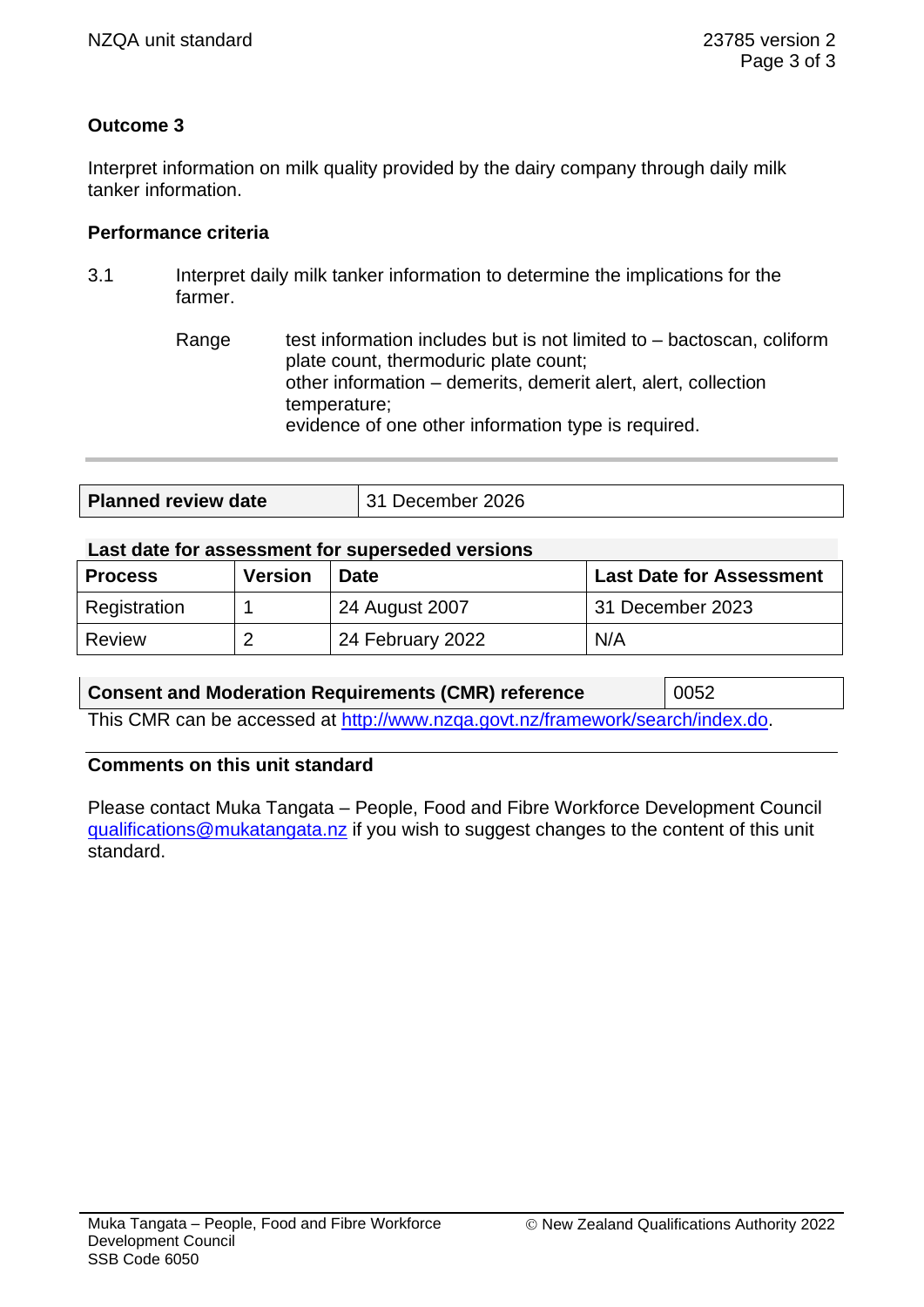## Outcome 3

Interpret information on milk quality provided by the dairy company through daily milk tanker information.

### Performance criteria

3.1 Interpret daily milk tanker information to determine the implications for the farmer.

Range test information includes but is not limited to – bactoscan, coliform plate count, thermoduric plate count;
other information – demerits, demerit alert, alert, collection temperature;
evidence of one other information type is required.

| **Planned review date** | 31 December 2026 |
|---|---|

**Last date for assessment for superseded versions**

| Process | Version | Date | Last Date for Assessment |
|---|---|---|---|
| Registration | 1 | 24 August 2007 | 31 December 2023 |
| Review | 2 | 24 February 2022 | N/A |

| **Consent and Moderation Requirements (CMR) reference** | 0052 |
|---|---|

This CMR can be accessed at http://www.nzqa.govt.nz/framework/search/index.do.

### Comments on this unit standard

Please contact Muka Tangata – People, Food and Fibre Workforce Development Council qualifications@mukatangata.nz if you wish to suggest changes to the content of this unit standard.

Muka Tangata – People, Food and Fibre Workforce Development Council
SSB Code 6050

© New Zealand Qualifications Authority 2022